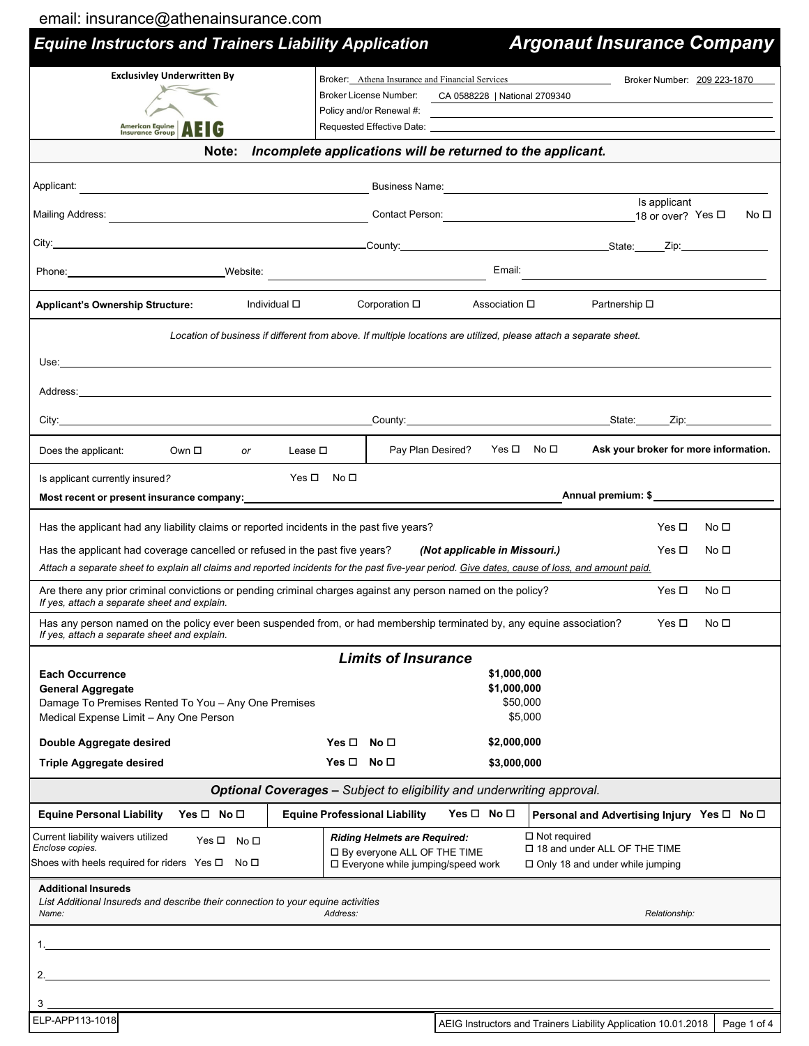email: insurance@athenainsurance.com

# Equine Instructors and Trainers Liability Application — Argonaut Insurance Company

**Exclusivley Underwritten By**

American Equine Insurance Group | AEIG

Broker: Athena Insurance and Financial Services    Broker Number: 209 223-1870

Broker License Number: CA 0588228 | National 2709340

Policy and/or Renewal #: ______

Requested Effective Date: ______

**Note:** ***Incomplete applications will be returned to the applicant.***

Applicant: ______ Business Name: ______

Mailing Address: ______ Contact Person: ______ Is applicant 18 or over? Yes ☐ No ☐

City: ______ County: ______ State: ____ Zip: ______

Phone: ______ Website: ______ Email: ______

**Applicant's Ownership Structure:** Individual ☐ Corporation ☐ Association ☐ Partnership ☐

*Location of business if different from above. If multiple locations are utilized, please attach a separate sheet.*

Use: ______

Address: ______

City: ______ County: ______ State: ____ Zip: ______

Does the applicant: Own ☐ *or* Lease ☐

Pay Plan Desired? Yes ☐ No ☐ **Ask your broker for more information.**

Is applicant currently insured? Yes ☐ No ☐

**Most recent or present insurance company:** ______ **Annual premium: $** ______

Has the applicant had any liability claims or reported incidents in the past five years? Yes ☐ No ☐

Has the applicant had coverage cancelled or refused in the past five years? ***(Not applicable in Missouri.)*** Yes ☐ No ☐

*Attach a separate sheet to explain all claims and reported incidents for the past five-year period. Give dates, cause of loss, and amount paid.*

Are there any prior criminal convictions or pending criminal charges against any person named on the policy? Yes ☐ No ☐
*If yes, attach a separate sheet and explain.*

Has any person named on the policy ever been suspended from, or had membership terminated by, any equine association? Yes ☐ No ☐
*If yes, attach a separate sheet and explain.*

## *Limits of Insurance*

| | | |
|---|---|---|
| **Each Occurrence** | | **$1,000,000** |
| **General Aggregate** | | **$1,000,000** |
| Damage To Premises Rented To You – Any One Premises | | $50,000 |
| Medical Expense Limit – Any One Person | | $5,000 |
| **Double Aggregate desired** | **Yes ☐ No ☐** | **$2,000,000** |
| **Triple Aggregate desired** | **Yes ☐ No ☐** | **$3,000,000** |

## ***Optional Coverages** – Subject to eligibility and underwriting approval.*

**Equine Personal Liability** Yes ☐ No ☐ **Equine Professional Liability** Yes ☐ No ☐ **Personal and Advertising Injury** Yes ☐ No ☐

Current liability waivers utilized Yes ☐ No ☐
*Enclose copies.*

Shoes with heels required for riders Yes ☐ No ☐

***Riding Helmets are Required:***
- ☐ By everyone ALL OF THE TIME
- ☐ Everyone while jumping/speed work
- ☐ Not required
- ☐ 18 and under ALL OF THE TIME
- ☐ Only 18 and under while jumping

**Additional Insureds**

*List Additional Insureds and describe their connection to your equine activities*

*Name:* *Address:* *Relationship:*

1. ______
2. ______
3. ______

ELP-APP113-1018

AEIG Instructors and Trainers Liability Application 10.01.2018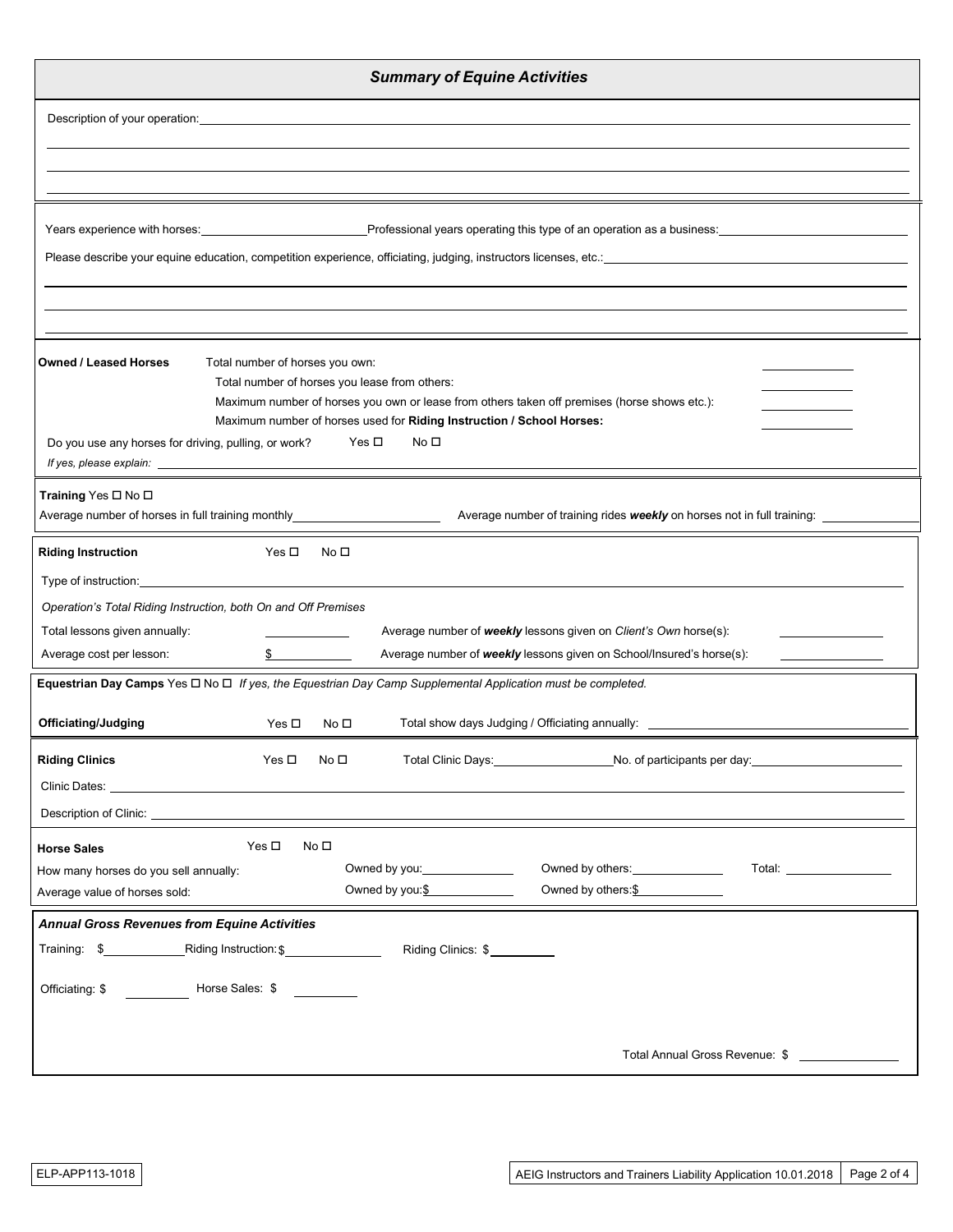## *Summary of Equine Activities*

Description of your operation: \_\_\_\_\_\_\_\_\_\_\_\_\_\_\_\_\_\_\_\_\_\_\_\_\_\_\_\_\_\_

Years experience with horses: \_\_\_\_\_\_\_\_\_\_ Professional years operating this type of an operation as a business: \_\_\_\_\_\_\_\_\_\_

Please describe your equine education, competition experience, officiating, judging, instructors licenses, etc.: \_\_\_\_\_\_\_\_\_\_

**Owned / Leased Horses**

Total number of horses you own: \_\_\_\_\_\_\_\_\_\_

Total number of horses you lease from others: \_\_\_\_\_\_\_\_\_\_

Maximum number of horses you own or lease from others taken off premises (horse shows etc.): \_\_\_\_\_\_\_\_\_\_

Maximum number of horses used for **Riding Instruction / School Horses:** \_\_\_\_\_\_\_\_\_\_

Do you use any horses for driving, pulling, or work? Yes ☐ No ☐

*If yes, please explain:* \_\_\_\_\_\_\_\_\_\_

**Training** Yes ☐ No ☐

Average number of horses in full training monthly \_\_\_\_\_\_\_\_\_\_ Average number of training rides ***weekly*** on horses not in full training: \_\_\_\_\_\_\_\_\_\_

**Riding Instruction** Yes ☐ No ☐

Type of instruction: \_\_\_\_\_\_\_\_\_\_

*Operation's Total Riding Instruction, both On and Off Premises*

Total lessons given annually: \_\_\_\_\_\_\_\_\_\_ Average number of ***weekly*** lessons given on *Client's Own* horse(s): \_\_\_\_\_\_\_\_\_\_

Average cost per lesson: $ \_\_\_\_\_\_\_\_\_\_ Average number of ***weekly*** lessons given on School/Insured's horse(s): \_\_\_\_\_\_\_\_\_\_

**Equestrian Day Camps** Yes ☐ No ☐ *If yes, the Equestrian Day Camp Supplemental Application must be completed.*

**Officiating/Judging** Yes ☐ No ☐ Total show days Judging / Officiating annually: \_\_\_\_\_\_\_\_\_\_

**Riding Clinics** Yes ☐ No ☐ Total Clinic Days: \_\_\_\_\_\_\_\_\_\_ No. of participants per day: \_\_\_\_\_\_\_\_\_\_

Clinic Dates: \_\_\_\_\_\_\_\_\_\_

Description of Clinic: \_\_\_\_\_\_\_\_\_\_

**Horse Sales** Yes ☐ No ☐

How many horses do you sell annually: Owned by you: \_\_\_\_\_\_\_\_\_\_ Owned by others: \_\_\_\_\_\_\_\_\_\_ Total: \_\_\_\_\_\_\_\_\_\_

Average value of horses sold: Owned by you: $ \_\_\_\_\_\_\_\_\_\_ Owned by others: $ \_\_\_\_\_\_\_\_\_\_

***Annual Gross Revenues from Equine Activities***

Training: $ \_\_\_\_\_\_\_\_\_\_ Riding Instruction: $ \_\_\_\_\_\_\_\_\_\_ Riding Clinics: $ \_\_\_\_\_\_\_\_\_\_

Officiating: $ \_\_\_\_\_\_\_\_\_\_ Horse Sales: $ \_\_\_\_\_\_\_\_\_\_

Total Annual Gross Revenue: $ \_\_\_\_\_\_\_\_\_\_

ELP-APP113-1018

AEIG Instructors and Trainers Liability Application 10.01.2018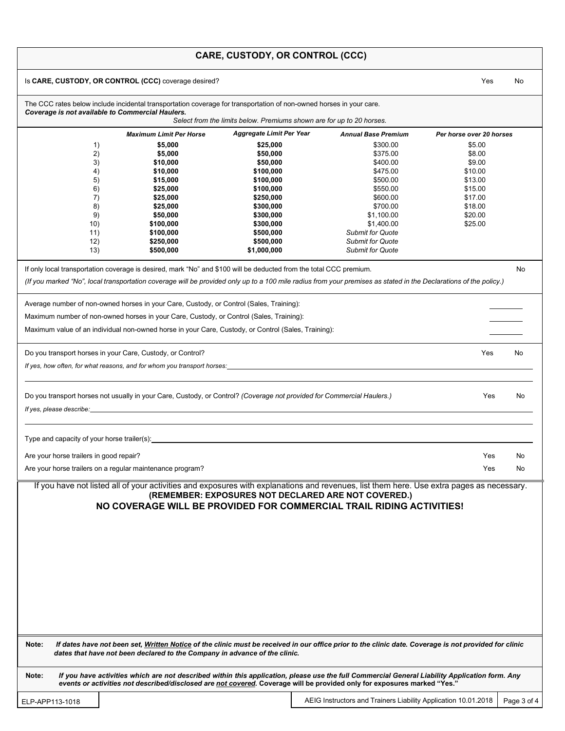## CARE, CUSTODY, OR CONTROL (CCC)

Is **CARE, CUSTODY, OR CONTROL (CCC)** coverage desired? Yes No

The CCC rates below include incidental transportation coverage for transportation of non-owned horses in your care.
***Coverage is not available to Commercial Haulers.***

*Select from the limits below. Premiums shown are for up to 20 horses.*

| | *Maximum Limit Per Horse* | *Aggregate Limit Per Year* | *Annual Base Premium* | *Per horse over 20 horses* |
|---|---|---|---|---|
| 1) | **$5,000** | **$25,000** | $300.00 | $5.00 |
| 2) | **$5,000** | **$50,000** | $375.00 | $8.00 |
| 3) | **$10,000** | **$50,000** | $400.00 | $9.00 |
| 4) | **$10,000** | **$100,000** | $475.00 | $10.00 |
| 5) | **$15,000** | **$100,000** | $500.00 | $13.00 |
| 6) | **$25,000** | **$100,000** | $550.00 | $15.00 |
| 7) | **$25,000** | **$250,000** | $600.00 | $17.00 |
| 8) | **$25,000** | **$300,000** | $700.00 | $18.00 |
| 9) | **$50,000** | **$300,000** | $1,100.00 | $20.00 |
| 10) | **$100,000** | **$300,000** | $1,400.00 | $25.00 |
| 11) | **$100,000** | **$500,000** | *Submit for Quote* | |
| 12) | **$250,000** | **$500,000** | *Submit for Quote* | |
| 13) | **$500,000** | **$1,000,000** | *Submit for Quote* | |

If only local transportation coverage is desired, mark "No" and $100 will be deducted from the total CCC premium. No

*(If you marked "No", local transportation coverage will be provided only up to a 100 mile radius from your premises as stated in the Declarations of the policy.)*

Average number of non-owned horses in your Care, Custody, or Control (Sales, Training): ________

Maximum number of non-owned horses in your Care, Custody, or Control (Sales, Training): ________

Maximum value of an individual non-owned horse in your Care, Custody, or Control (Sales, Training): ________

Do you transport horses in your Care, Custody, or Control? Yes No

*If yes, how often, for what reasons, and for whom you transport horses:* ________

Do you transport horses not usually in your Care, Custody, or Control? *(Coverage not provided for Commercial Haulers.)* Yes No

*If yes, please describe:* ________

Type and capacity of your horse trailer(s): ________

Are your horse trailers in good repair? Yes No

Are your horse trailers on a regular maintenance program? Yes No

If you have not listed all of your activities and exposures with explanations and revenues, list them here. Use extra pages as necessary.
**(REMEMBER: EXPOSURES NOT DECLARED ARE NOT COVERED.)**
**NO COVERAGE WILL BE PROVIDED FOR COMMERCIAL TRAIL RIDING ACTIVITIES!**

**Note:** ***If dates have not been set, Written Notice of the clinic must be received in our office prior to the clinic date. Coverage is not provided for clinic dates that have not been declared to the Company in advance of the clinic.***

**Note:** ***If you have activities which are not described within this application, please use the full Commercial General Liability Application form. Any events or activities not described/disclosed are not covered.* Coverage will be provided only for exposures marked "Yes."**

ELP-APP113-1018 | AEIG Instructors and Trainers Liability Application 10.01.2018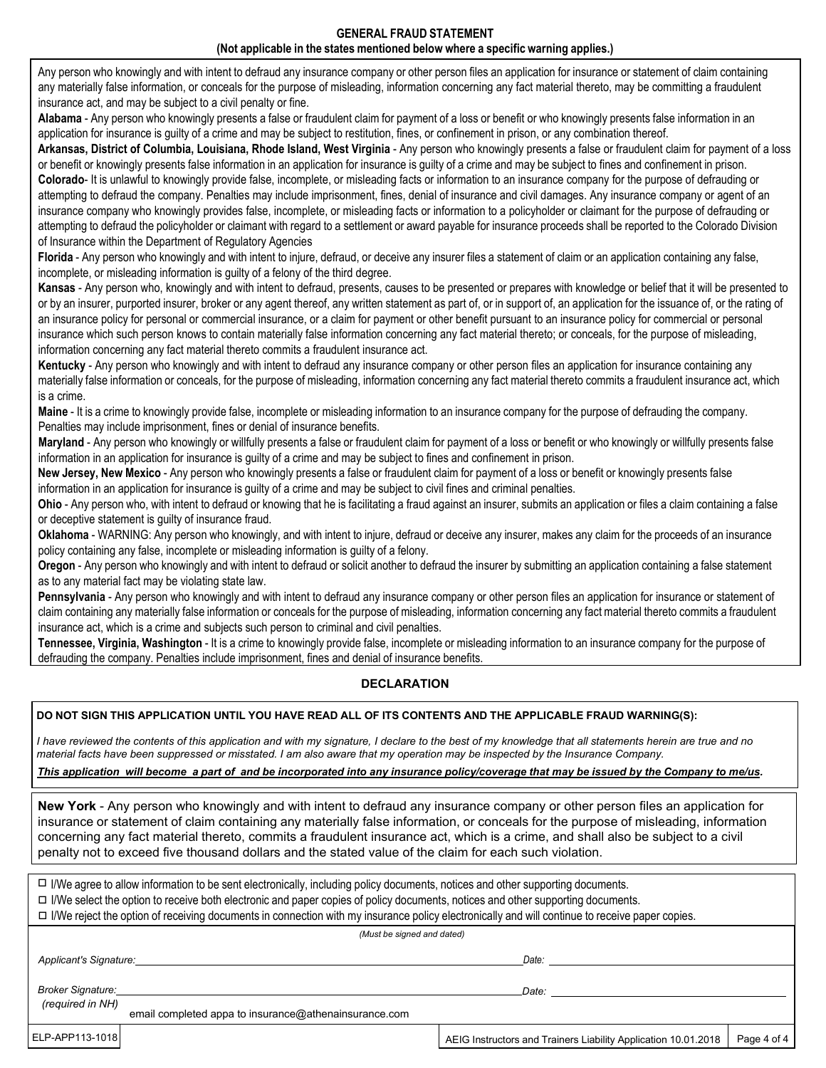## GENERAL FRAUD STATEMENT

**(Not applicable in the states mentioned below where a specific warning applies.)**

Any person who knowingly and with intent to defraud any insurance company or other person files an application for insurance or statement of claim containing any materially false information, or conceals for the purpose of misleading, information concerning any fact material thereto, may be committing a fraudulent insurance act, and may be subject to a civil penalty or fine.

**Alabama** - Any person who knowingly presents a false or fraudulent claim for payment of a loss or benefit or who knowingly presents false information in an application for insurance is guilty of a crime and may be subject to restitution, fines, or confinement in prison, or any combination thereof.

**Arkansas, District of Columbia, Louisiana, Rhode Island, West Virginia** - Any person who knowingly presents a false or fraudulent claim for payment of a loss or benefit or knowingly presents false information in an application for insurance is guilty of a crime and may be subject to fines and confinement in prison.

**Colorado**- It is unlawful to knowingly provide false, incomplete, or misleading facts or information to an insurance company for the purpose of defrauding or attempting to defraud the company. Penalties may include imprisonment, fines, denial of insurance and civil damages. Any insurance company or agent of an insurance company who knowingly provides false, incomplete, or misleading facts or information to a policyholder or claimant for the purpose of defrauding or attempting to defraud the policyholder or claimant with regard to a settlement or award payable for insurance proceeds shall be reported to the Colorado Division of Insurance within the Department of Regulatory Agencies

**Florida** - Any person who knowingly and with intent to injure, defraud, or deceive any insurer files a statement of claim or an application containing any false, incomplete, or misleading information is guilty of a felony of the third degree.

**Kansas** - Any person who, knowingly and with intent to defraud, presents, causes to be presented or prepares with knowledge or belief that it will be presented to or by an insurer, purported insurer, broker or any agent thereof, any written statement as part of, or in support of, an application for the issuance of, or the rating of an insurance policy for personal or commercial insurance, or a claim for payment or other benefit pursuant to an insurance policy for commercial or personal insurance which such person knows to contain materially false information concerning any fact material thereto; or conceals, for the purpose of misleading, information concerning any fact material thereto commits a fraudulent insurance act.

**Kentucky** - Any person who knowingly and with intent to defraud any insurance company or other person files an application for insurance containing any materially false information or conceals, for the purpose of misleading, information concerning any fact material thereto commits a fraudulent insurance act, which is a crime.

**Maine** - It is a crime to knowingly provide false, incomplete or misleading information to an insurance company for the purpose of defrauding the company. Penalties may include imprisonment, fines or denial of insurance benefits.

**Maryland** - Any person who knowingly or willfully presents a false or fraudulent claim for payment of a loss or benefit or who knowingly or willfully presents false information in an application for insurance is guilty of a crime and may be subject to fines and confinement in prison.

**New Jersey, New Mexico** - Any person who knowingly presents a false or fraudulent claim for payment of a loss or benefit or knowingly presents false information in an application for insurance is guilty of a crime and may be subject to civil fines and criminal penalties.

**Ohio** - Any person who, with intent to defraud or knowing that he is facilitating a fraud against an insurer, submits an application or files a claim containing a false or deceptive statement is guilty of insurance fraud.

**Oklahoma** - WARNING: Any person who knowingly, and with intent to injure, defraud or deceive any insurer, makes any claim for the proceeds of an insurance policy containing any false, incomplete or misleading information is guilty of a felony.

**Oregon** - Any person who knowingly and with intent to defraud or solicit another to defraud the insurer by submitting an application containing a false statement as to any material fact may be violating state law.

**Pennsylvania** - Any person who knowingly and with intent to defraud any insurance company or other person files an application for insurance or statement of claim containing any materially false information or conceals for the purpose of misleading, information concerning any fact material thereto commits a fraudulent insurance act, which is a crime and subjects such person to criminal and civil penalties.

**Tennessee, Virginia, Washington** - It is a crime to knowingly provide false, incomplete or misleading information to an insurance company for the purpose of defrauding the company. Penalties include imprisonment, fines and denial of insurance benefits.

## DECLARATION

**DO NOT SIGN THIS APPLICATION UNTIL YOU HAVE READ ALL OF ITS CONTENTS AND THE APPLICABLE FRAUD WARNING(S):**

*I have reviewed the contents of this application and with my signature, I declare to the best of my knowledge that all statements herein are true and no material facts have been suppressed or misstated. I am also aware that my operation may be inspected by the Insurance Company.*

***This application will become a part of and be incorporated into any insurance policy/coverage that may be issued by the Company to me/us.***

**New York** - Any person who knowingly and with intent to defraud any insurance company or other person files an application for insurance or statement of claim containing any materially false information, or conceals for the purpose of misleading, information concerning any fact material thereto, commits a fraudulent insurance act, which is a crime, and shall also be subject to a civil penalty not to exceed five thousand dollars and the stated value of the claim for each such violation.

☐ I/We agree to allow information to be sent electronically, including policy documents, notices and other supporting documents.

☐ I/We select the option to receive both electronic and paper copies of policy documents, notices and other supporting documents.

☐ I/We reject the option of receiving documents in connection with my insurance policy electronically and will continue to receive paper copies.

*(Must be signed and dated)*

*Applicant's Signature:* ______________________________ *Date:* ______________

*Broker Signature:* ______________________________ *Date:* ______________
*(required in NH)*

email completed appa to insurance@athenainsurance.com

ELP-APP113-1018 | AEIG Instructors and Trainers Liability Application 10.01.2018